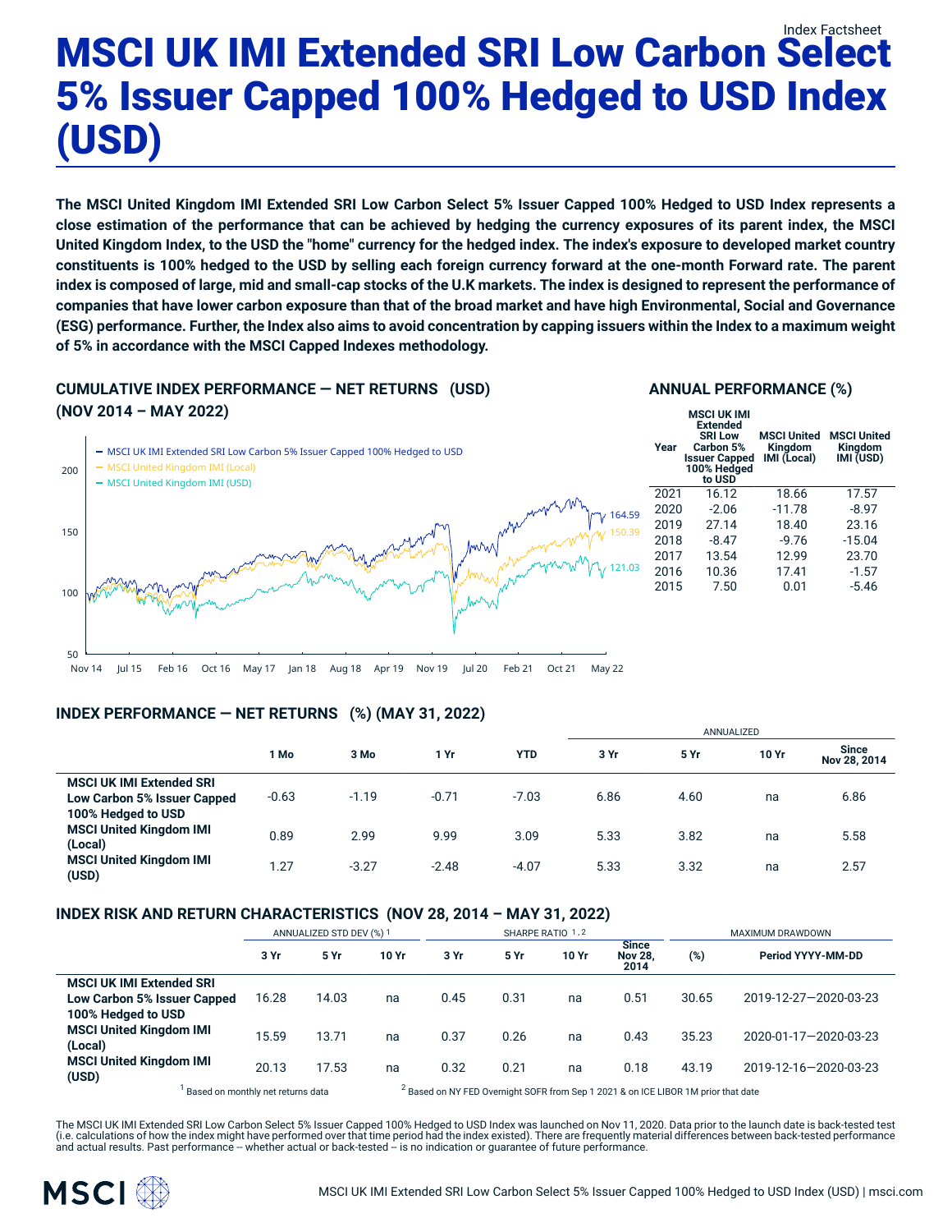Index Factsheet

# MSCI UK IMI Extended SRI Low Carbon Select 5% Issuer Capped 100% Hedged to USD Index (USD)

**The MSCI United Kingdom IMI Extended SRI Low Carbon Select 5% Issuer Capped 100% Hedged to USD Index represents a close estimation of the performance that can be achieved by hedging the currency exposures of its parent index, the MSCI United Kingdom Index, to the USD the "home" currency for the hedged index. The index's exposure to developed market country constituents is 100% hedged to the USD by selling each foreign currency forward at the one-month Forward rate. The parent index is composed of large, mid and small-cap stocks of the U.K markets. The index is designed to represent the performance of companies that have lower carbon exposure than that of the broad market and have high Environmental, Social and Governance (ESG) performance. Further, the Index also aims to avoid concentration by capping issuers within the Index to a maximum weight of 5% in accordance with the MSCI Capped Indexes methodology.**

## CUMULATIVE INDEX PERFORMANCE — NET RETURNS (USD) (NOV 2014 – MAY 2022)

- MSCI UK IMI Extended SRI Low Carbon 5% Issuer Capped 100% Hedged to USD: 164.59
- MSCI United Kingdom IMI (Local): 150.39
- MSCI United Kingdom IMI (USD): 121.03

## ANNUAL PERFORMANCE (%)

| Year | MSCI UK IMI Extended SRI Low Carbon 5% Issuer Capped 100% Hedged to USD | MSCI United Kingdom IMI (Local) | MSCI United Kingdom IMI (USD) |
|---|---|---|---|
| 2021 | 16.12 | 18.66 | 17.57 |
| 2020 | -2.06 | -11.78 | -8.97 |
| 2019 | 27.14 | 18.40 | 23.16 |
| 2018 | -8.47 | -9.76 | -15.04 |
| 2017 | 13.54 | 12.99 | 23.70 |
| 2016 | 10.36 | 17.41 | -1.57 |
| 2015 | 7.50 | 0.01 | -5.46 |

## INDEX PERFORMANCE — NET RETURNS (%) (MAY 31, 2022)

| | | | | | ANNUALIZED | | | |
|---|---|---|---|---|---|---|---|---|
| | 1 Mo | 3 Mo | 1 Yr | YTD | 3 Yr | 5 Yr | 10 Yr | Since Nov 28, 2014 |
| **MSCI UK IMI Extended SRI Low Carbon 5% Issuer Capped 100% Hedged to USD** | -0.63 | -1.19 | -0.71 | -7.03 | 6.86 | 4.60 | na | 6.86 |
| **MSCI United Kingdom IMI (Local)** | 0.89 | 2.99 | 9.99 | 3.09 | 5.33 | 3.82 | na | 5.58 |
| **MSCI United Kingdom IMI (USD)** | 1.27 | -3.27 | -2.48 | -4.07 | 5.33 | 3.32 | na | 2.57 |

## INDEX RISK AND RETURN CHARACTERISTICS (NOV 28, 2014 – MAY 31, 2022)

| | ANNUALIZED STD DEV (%) [1] | | | SHARPE RATIO [1,2] | | | | MAXIMUM DRAWDOWN | |
|---|---|---|---|---|---|---|---|---|---|
| | 3 Yr | 5 Yr | 10 Yr | 3 Yr | 5 Yr | 10 Yr | Since Nov 28, 2014 | (%) | Period YYYY-MM-DD |
| **MSCI UK IMI Extended SRI Low Carbon 5% Issuer Capped 100% Hedged to USD** | 16.28 | 14.03 | na | 0.45 | 0.31 | na | 0.51 | 30.65 | 2019-12-27—2020-03-23 |
| **MSCI United Kingdom IMI (Local)** | 15.59 | 13.71 | na | 0.37 | 0.26 | na | 0.43 | 35.23 | 2020-01-17—2020-03-23 |
| **MSCI United Kingdom IMI (USD)** | 20.13 | 17.53 | na | 0.32 | 0.21 | na | 0.18 | 43.19 | 2019-12-16—2020-03-23 |

[1] Based on monthly net returns data [2] Based on NY FED Overnight SOFR from Sep 1 2021 & on ICE LIBOR 1M prior that date

The MSCI UK IMI Extended SRI Low Carbon Select 5% Issuer Capped 100% Hedged to USD Index was launched on Nov 11, 2020. Data prior to the launch date is back-tested test (i.e. calculations of how the index might have performed over that time period had the index existed). There are frequently material differences between back-tested performance and actual results. Past performance -- whether actual or back-tested -- is no indication or guarantee of future performance.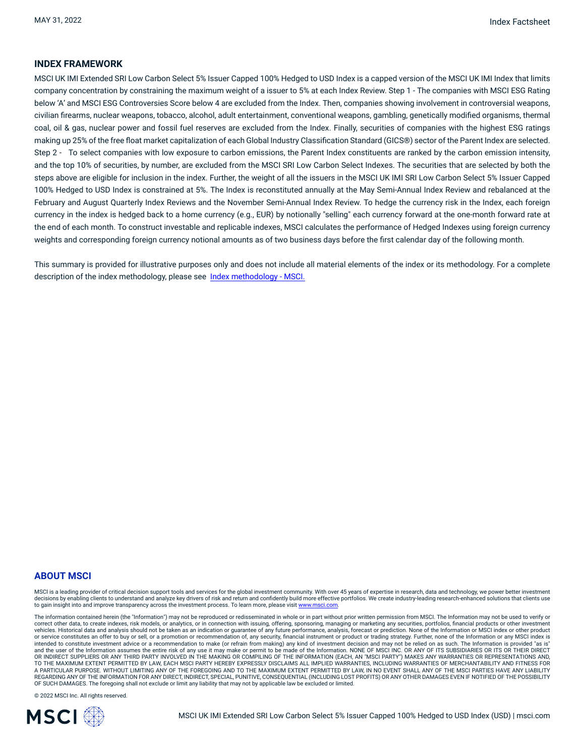## INDEX FRAMEWORK

MSCI UK IMI Extended SRI Low Carbon Select 5% Issuer Capped 100% Hedged to USD Index is a capped version of the MSCI UK IMI Index that limits company concentration by constraining the maximum weight of a issuer to 5% at each Index Review. Step 1 - The companies with MSCI ESG Rating below 'A' and MSCI ESG Controversies Score below 4 are excluded from the Index. Then, companies showing involvement in controversial weapons, civilian firearms, nuclear weapons, tobacco, alcohol, adult entertainment, conventional weapons, gambling, genetically modified organisms, thermal coal, oil & gas, nuclear power and fossil fuel reserves are excluded from the Index. Finally, securities of companies with the highest ESG ratings making up 25% of the free float market capitalization of each Global Industry Classification Standard (GICS®) sector of the Parent Index are selected. Step 2 - To select companies with low exposure to carbon emissions, the Parent Index constituents are ranked by the carbon emission intensity, and the top 10% of securities, by number, are excluded from the MSCI SRI Low Carbon Select Indexes. The securities that are selected by both the steps above are eligible for inclusion in the index. Further, the weight of all the issuers in the MSCI UK IMI SRI Low Carbon Select 5% Issuer Capped 100% Hedged to USD Index is constrained at 5%. The Index is reconstituted annually at the May Semi-Annual Index Review and rebalanced at the February and August Quarterly Index Reviews and the November Semi-Annual Index Review. To hedge the currency risk in the Index, each foreign currency in the index is hedged back to a home currency (e.g., EUR) by notionally "selling" each currency forward at the one-month forward rate at the end of each month. To construct investable and replicable indexes, MSCI calculates the performance of Hedged Indexes using foreign currency weights and corresponding foreign currency notional amounts as of two business days before the first calendar day of the following month.

This summary is provided for illustrative purposes only and does not include all material elements of the index or its methodology. For a complete description of the index methodology, please see [Index methodology - MSCI.](https://www.msci.com/index-methodology)

## ABOUT MSCI

MSCI is a leading provider of critical decision support tools and services for the global investment community. With over 45 years of expertise in research, data and technology, we power better investment decisions by enabling clients to understand and analyze key drivers of risk and return and confidently build more effective portfolios. We create industry-leading research-enhanced solutions that clients use to gain insight into and improve transparency across the investment process. To learn more, please visit www.msci.com.

The information contained herein (the "Information") may not be reproduced or redisseminated in whole or in part without prior written permission from MSCI. The Information may not be used to verify or correct other data, to create indexes, risk models, or analytics, or in connection with issuing, offering, sponsoring, managing or marketing any securities, portfolios, financial products or other investment vehicles. Historical data and analysis should not be taken as an indication or guarantee of any future performance, analysis, forecast or prediction. None of the Information or MSCI index or other product or service constitutes an offer to buy or sell, or a promotion or recommendation of, any security, financial instrument or product or trading strategy. Further, none of the Information or any MSCI index is intended to constitute investment advice or a recommendation to make (or refrain from making) any kind of investment decision and may not be relied on as such. The Information is provided "as is" and the user of the Information assumes the entire risk of any use it may make or permit to be made of the Information. NONE OF MSCI INC. OR ANY OF ITS SUBSIDIARIES OR ITS OR THEIR DIRECT OR INDIRECT SUPPLIERS OR ANY THIRD PARTY INVOLVED IN THE MAKING OR COMPILING OF THE INFORMATION (EACH, AN "MSCI PARTY") MAKES ANY WARRANTIES OR REPRESENTATIONS AND, TO THE MAXIMUM EXTENT PERMITTED BY LAW, EACH MSCI PARTY HEREBY EXPRESSLY DISCLAIMS ALL IMPLIED WARRANTIES, INCLUDING WARRANTIES OF MERCHANTABILITY AND FITNESS FOR A PARTICULAR PURPOSE. WITHOUT LIMITING ANY OF THE FOREGOING AND TO THE MAXIMUM EXTENT PERMITTED BY LAW, IN NO EVENT SHALL ANY OF THE MSCI PARTIES HAVE ANY LIABILITY REGARDING ANY OF THE INFORMATION FOR ANY DIRECT, INDIRECT, SPECIAL, PUNITIVE, CONSEQUENTIAL (INCLUDING LOST PROFITS) OR ANY OTHER DAMAGES EVEN IF NOTIFIED OF THE POSSIBILITY OF SUCH DAMAGES. The foregoing shall not exclude or limit any liability that may not by applicable law be excluded or limited.

© 2022 MSCI Inc. All rights reserved.